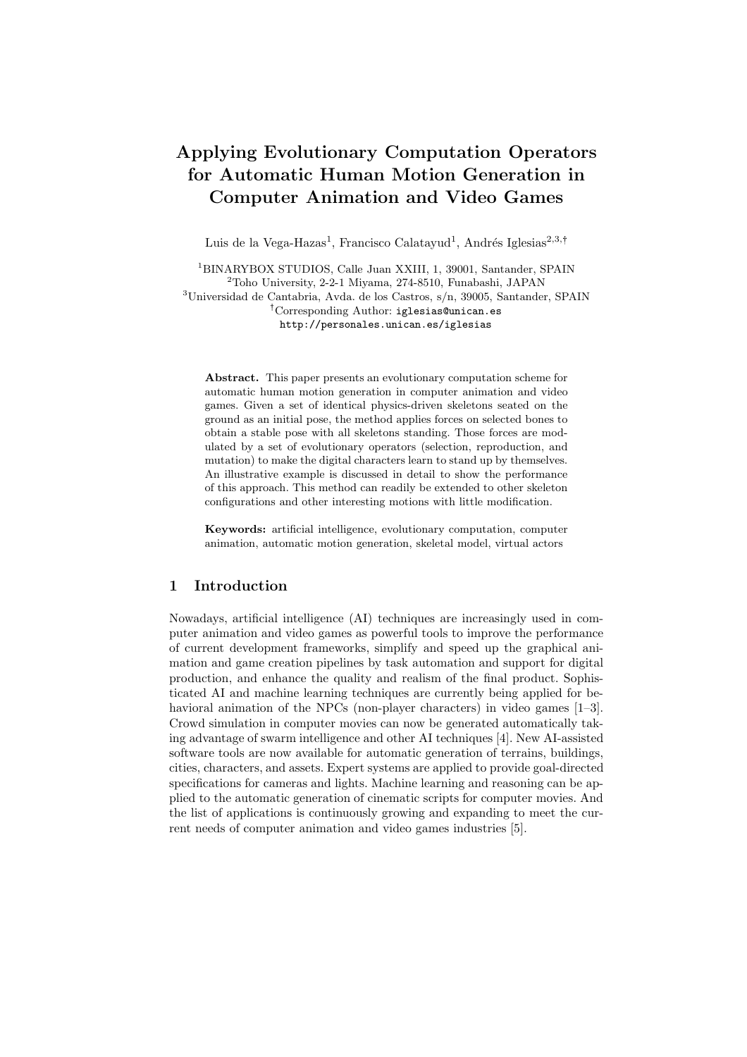# Applying Evolutionary Computation Operators for Automatic Human Motion Generation in Computer Animation and Video Games

Luis de la Vega-Hazas[1], Francisco Calatayud[1], Andrés Iglesias[2,3,†]

[1]BINARYBOX STUDIOS, Calle Juan XXIII, 1, 39001, Santander, SPAIN
[2]Toho University, 2-2-1 Miyama, 274-8510, Funabashi, JAPAN
[3]Universidad de Cantabria, Avda. de los Castros, s/n, 39005, Santander, SPAIN
[†]Corresponding Author: iglesias@unican.es
http://personales.unican.es/iglesias

**Abstract.** This paper presents an evolutionary computation scheme for automatic human motion generation in computer animation and video games. Given a set of identical physics-driven skeletons seated on the ground as an initial pose, the method applies forces on selected bones to obtain a stable pose with all skeletons standing. Those forces are modulated by a set of evolutionary operators (selection, reproduction, and mutation) to make the digital characters learn to stand up by themselves. An illustrative example is discussed in detail to show the performance of this approach. This method can readily be extended to other skeleton configurations and other interesting motions with little modification.

**Keywords:** artificial intelligence, evolutionary computation, computer animation, automatic motion generation, skeletal model, virtual actors

## 1 Introduction

Nowadays, artificial intelligence (AI) techniques are increasingly used in computer animation and video games as powerful tools to improve the performance of current development frameworks, simplify and speed up the graphical animation and game creation pipelines by task automation and support for digital production, and enhance the quality and realism of the final product. Sophisticated AI and machine learning techniques are currently being applied for behavioral animation of the NPCs (non-player characters) in video games [1–3]. Crowd simulation in computer movies can now be generated automatically taking advantage of swarm intelligence and other AI techniques [4]. New AI-assisted software tools are now available for automatic generation of terrains, buildings, cities, characters, and assets. Expert systems are applied to provide goal-directed specifications for cameras and lights. Machine learning and reasoning can be applied to the automatic generation of cinematic scripts for computer movies. And the list of applications is continuously growing and expanding to meet the current needs of computer animation and video games industries [5].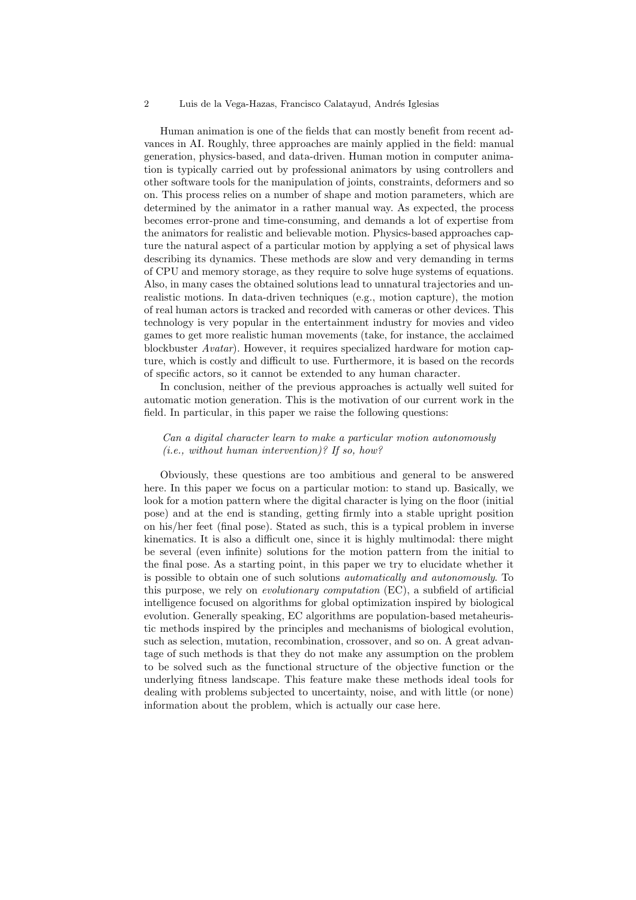Human animation is one of the fields that can mostly benefit from recent advances in AI. Roughly, three approaches are mainly applied in the field: manual generation, physics-based, and data-driven. Human motion in computer animation is typically carried out by professional animators by using controllers and other software tools for the manipulation of joints, constraints, deformers and so on. This process relies on a number of shape and motion parameters, which are determined by the animator in a rather manual way. As expected, the process becomes error-prone and time-consuming, and demands a lot of expertise from the animators for realistic and believable motion. Physics-based approaches capture the natural aspect of a particular motion by applying a set of physical laws describing its dynamics. These methods are slow and very demanding in terms of CPU and memory storage, as they require to solve huge systems of equations. Also, in many cases the obtained solutions lead to unnatural trajectories and unrealistic motions. In data-driven techniques (e.g., motion capture), the motion of real human actors is tracked and recorded with cameras or other devices. This technology is very popular in the entertainment industry for movies and video games to get more realistic human movements (take, for instance, the acclaimed blockbuster *Avatar*). However, it requires specialized hardware for motion capture, which is costly and difficult to use. Furthermore, it is based on the records of specific actors, so it cannot be extended to any human character.

In conclusion, neither of the previous approaches is actually well suited for automatic motion generation. This is the motivation of our current work in the field. In particular, in this paper we raise the following questions:

> *Can a digital character learn to make a particular motion autonomously (i.e., without human intervention)? If so, how?*

Obviously, these questions are too ambitious and general to be answered here. In this paper we focus on a particular motion: to stand up. Basically, we look for a motion pattern where the digital character is lying on the floor (initial pose) and at the end is standing, getting firmly into a stable upright position on his/her feet (final pose). Stated as such, this is a typical problem in inverse kinematics. It is also a difficult one, since it is highly multimodal: there might be several (even infinite) solutions for the motion pattern from the initial to the final pose. As a starting point, in this paper we try to elucidate whether it is possible to obtain one of such solutions *automatically and autonomously*. To this purpose, we rely on *evolutionary computation* (EC), a subfield of artificial intelligence focused on algorithms for global optimization inspired by biological evolution. Generally speaking, EC algorithms are population-based metaheuristic methods inspired by the principles and mechanisms of biological evolution, such as selection, mutation, recombination, crossover, and so on. A great advantage of such methods is that they do not make any assumption on the problem to be solved such as the functional structure of the objective function or the underlying fitness landscape. This feature make these methods ideal tools for dealing with problems subjected to uncertainty, noise, and with little (or none) information about the problem, which is actually our case here.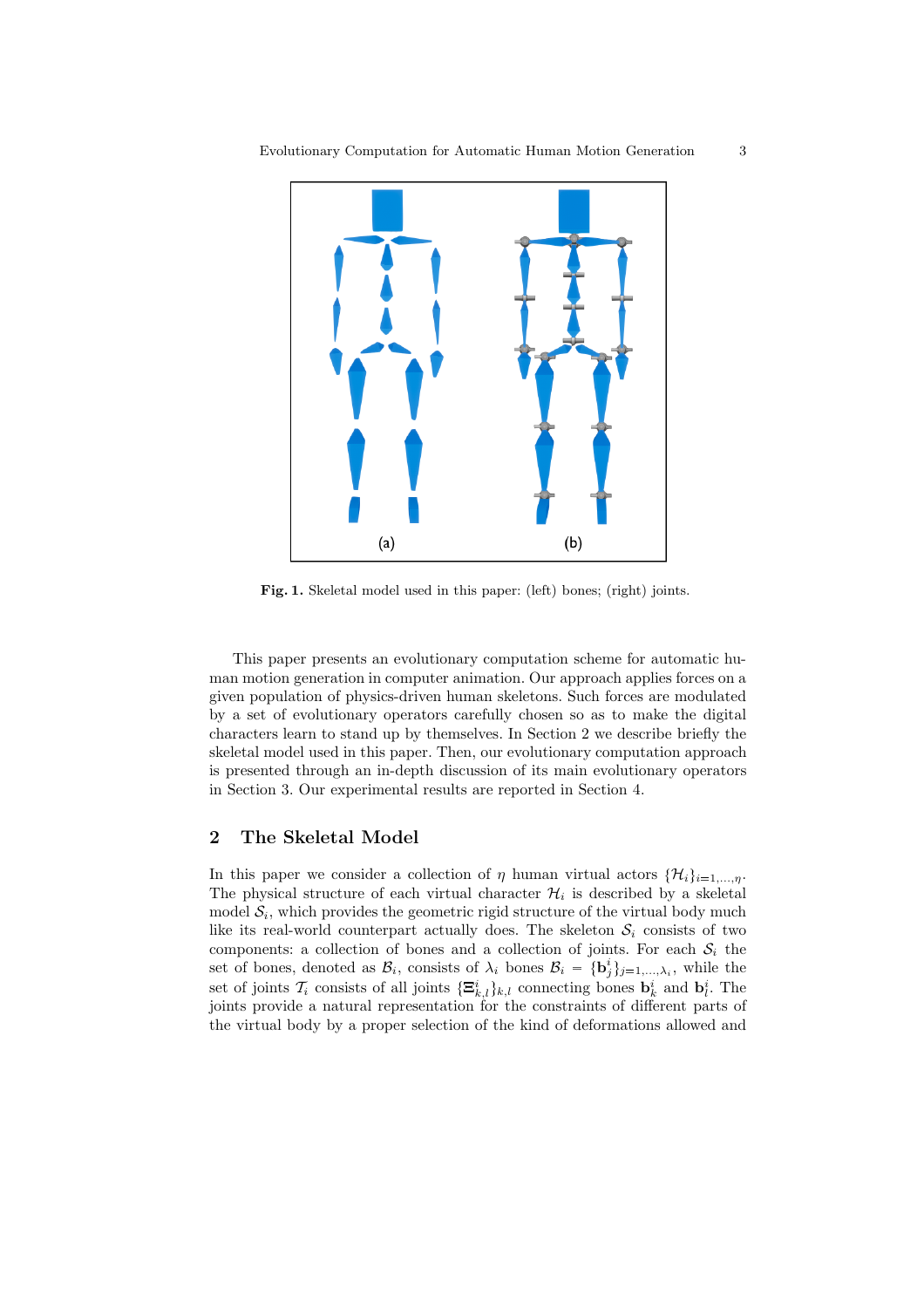**Fig. 1.** Skeletal model used in this paper: (left) bones; (right) joints.

This paper presents an evolutionary computation scheme for automatic human motion generation in computer animation. Our approach applies forces on a given population of physics-driven human skeletons. Such forces are modulated by a set of evolutionary operators carefully chosen so as to make the digital characters learn to stand up by themselves. In Section 2 we describe briefly the skeletal model used in this paper. Then, our evolutionary computation approach is presented through an in-depth discussion of its main evolutionary operators in Section 3. Our experimental results are reported in Section 4.

## 2 The Skeletal Model

In this paper we consider a collection of $\eta$ human virtual actors $\{\mathcal{H}_i\}_{i=1,\dots,\eta}$. The physical structure of each virtual character $\mathcal{H}_i$ is described by a skeletal model $\mathcal{S}_i$, which provides the geometric rigid structure of the virtual body much like its real-world counterpart actually does. The skeleton $\mathcal{S}_i$ consists of two components: a collection of bones and a collection of joints. For each $\mathcal{S}_i$ the set of bones, denoted as $\mathcal{B}_i$, consists of $\lambda_i$ bones $\mathcal{B}_i = \{\mathbf{b}^i_j\}_{j=1,\dots,\lambda_i}$, while the set of joints $\mathcal{T}_i$ consists of all joints $\{\Xi^i_{k,l}\}_{k,l}$ connecting bones $\mathbf{b}^i_k$ and $\mathbf{b}^i_l$. The joints provide a natural representation for the constraints of different parts of the virtual body by a proper selection of the kind of deformations allowed and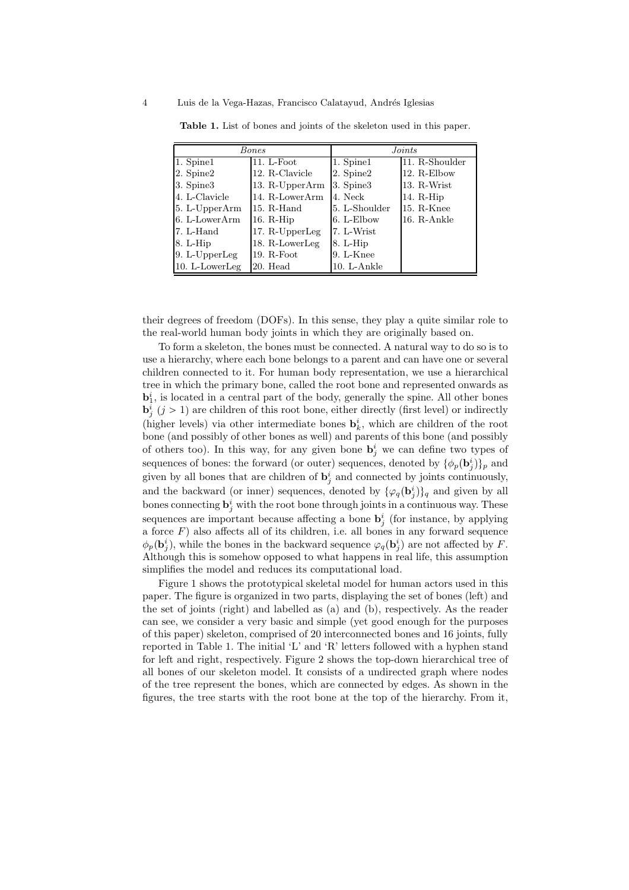**Table 1.** List of bones and joints of the skeleton used in this paper.

| *Bones* | | *Joints* | |
|---|---|---|---|
| 1. Spine1 | 11. L-Foot | 1. Spine1 | 11. R-Shoulder |
| 2. Spine2 | 12. R-Clavicle | 2. Spine2 | 12. R-Elbow |
| 3. Spine3 | 13. R-UpperArm | 3. Spine3 | 13. R-Wrist |
| 4. L-Clavicle | 14. R-LowerArm | 4. Neck | 14. R-Hip |
| 5. L-UpperArm | 15. R-Hand | 5. L-Shoulder | 15. R-Knee |
| 6. L-LowerArm | 16. R-Hip | 6. L-Elbow | 16. R-Ankle |
| 7. L-Hand | 17. R-UpperLeg | 7. L-Wrist | |
| 8. L-Hip | 18. R-LowerLeg | 8. L-Hip | |
| 9. L-UpperLeg | 19. R-Foot | 9. L-Knee | |
| 10. L-LowerLeg | 20. Head | 10. L-Ankle | |

their degrees of freedom (DOFs). In this sense, they play a quite similar role to the real-world human body joints in which they are originally based on.

To form a skeleton, the bones must be connected. A natural way to do so is to use a hierarchy, where each bone belongs to a parent and can have one or several children connected to it. For human body representation, we use a hierarchical tree in which the primary bone, called the root bone and represented onwards as $\mathbf{b}_1^i$, is located in a central part of the body, generally the spine. All other bones $\mathbf{b}_j^i$ ($j > 1$) are children of this root bone, either directly (first level) or indirectly (higher levels) via other intermediate bones $\mathbf{b}_k^i$, which are children of the root bone (and possibly of other bones as well) and parents of this bone (and possibly of others too). In this way, for any given bone $\mathbf{b}_j^i$ we can define two types of sequences of bones: the forward (or outer) sequences, denoted by $\{\phi_p(\mathbf{b}_j^i)\}_p$ and given by all bones that are children of $\mathbf{b}_j^i$ and connected by joints continuously, and the backward (or inner) sequences, denoted by $\{\varphi_q(\mathbf{b}_j^i)\}_q$ and given by all bones connecting $\mathbf{b}_j^i$ with the root bone through joints in a continuous way. These sequences are important because affecting a bone $\mathbf{b}_j^i$ (for instance, by applying a force $F$) also affects all of its children, i.e. all bones in any forward sequence $\phi_p(\mathbf{b}_j^i)$, while the bones in the backward sequence $\varphi_q(\mathbf{b}_j^i)$ are not affected by $F$. Although this is somehow opposed to what happens in real life, this assumption simplifies the model and reduces its computational load.

Figure 1 shows the prototypical skeletal model for human actors used in this paper. The figure is organized in two parts, displaying the set of bones (left) and the set of joints (right) and labelled as (a) and (b), respectively. As the reader can see, we consider a very basic and simple (yet good enough for the purposes of this paper) skeleton, comprised of 20 interconnected bones and 16 joints, fully reported in Table 1. The initial 'L' and 'R' letters followed with a hyphen stand for left and right, respectively. Figure 2 shows the top-down hierarchical tree of all bones of our skeleton model. It consists of a undirected graph where nodes of the tree represent the bones, which are connected by edges. As shown in the figures, the tree starts with the root bone at the top of the hierarchy. From it,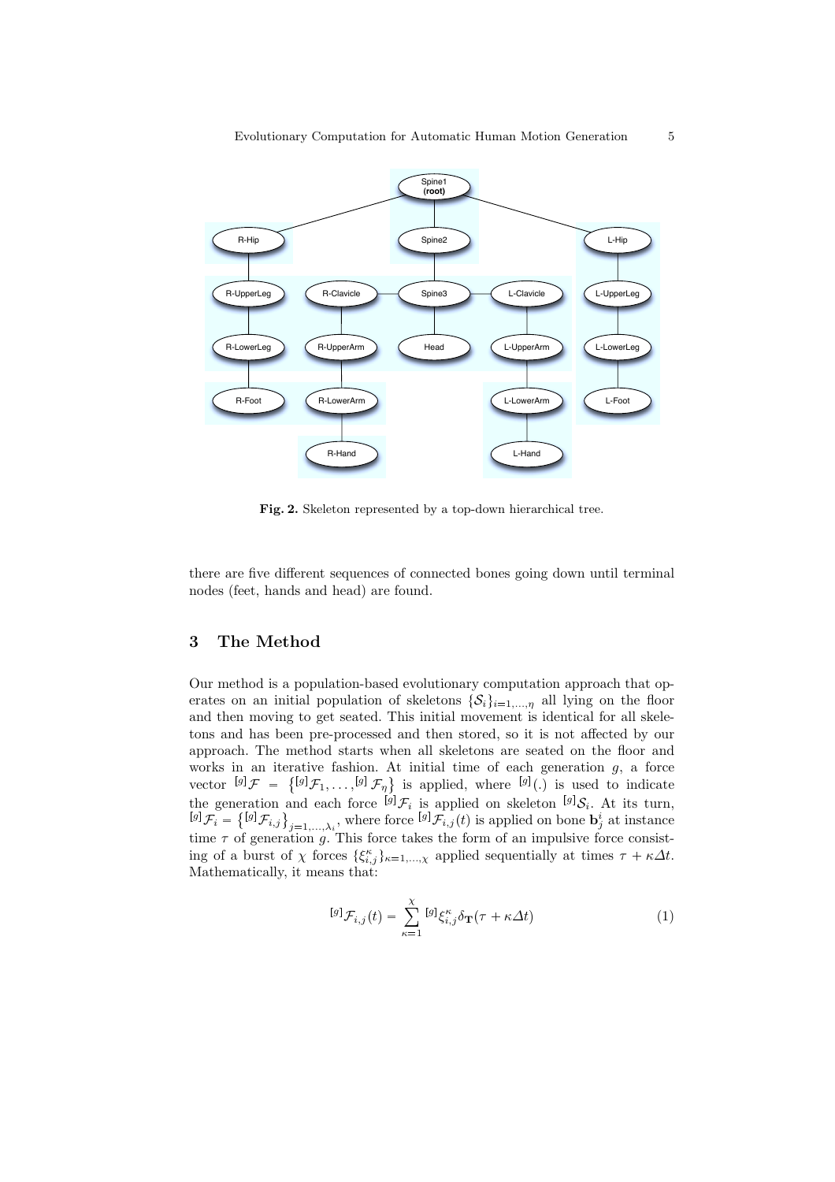Fig. 2. Skeleton represented by a top-down hierarchical tree.

there are five different sequences of connected bones going down until terminal nodes (feet, hands and head) are found.

## 3 The Method

Our method is a population-based evolutionary computation approach that operates on an initial population of skeletons $\{\mathcal{S}_i\}_{i=1,\dots,\eta}$ all lying on the floor and then moving to get seated. This initial movement is identical for all skeletons and has been pre-processed and then stored, so it is not affected by our approach. The method starts when all skeletons are seated on the floor and works in an iterative fashion. At initial time of each generation $g$, a force vector ${}^{[g]}\mathcal{F} = \left\{{}^{[g]}\mathcal{F}_1, \dots, {}^{[g]}\mathcal{F}_\eta\right\}$ is applied, where ${}^{[g]}(.)$ is used to indicate the generation and each force ${}^{[g]}\mathcal{F}_i$ is applied on skeleton ${}^{[g]}\mathcal{S}_i$. At its turn, ${}^{[g]}\mathcal{F}_i = \left\{{}^{[g]}\mathcal{F}_{i,j}\right\}_{j=1,\dots,\lambda_i}$, where force ${}^{[g]}\mathcal{F}_{i,j}(t)$ is applied on bone $\mathbf{b}^i_j$ at instance time $\tau$ of generation $g$. This force takes the form of an impulsive force consisting of a burst of $\chi$ forces $\{\xi^\kappa_{i,j}\}_{\kappa=1,\dots,\chi}$ applied sequentially at times $\tau + \kappa\Delta t$. Mathematically, it means that:

$$
{}^{[g]}\mathcal{F}_{i,j}(t) = \sum_{\kappa=1}^{\chi} {}^{[g]}\xi^\kappa_{i,j}\delta_{\mathbf{T}}(\tau + \kappa\Delta t) \tag{1}
$$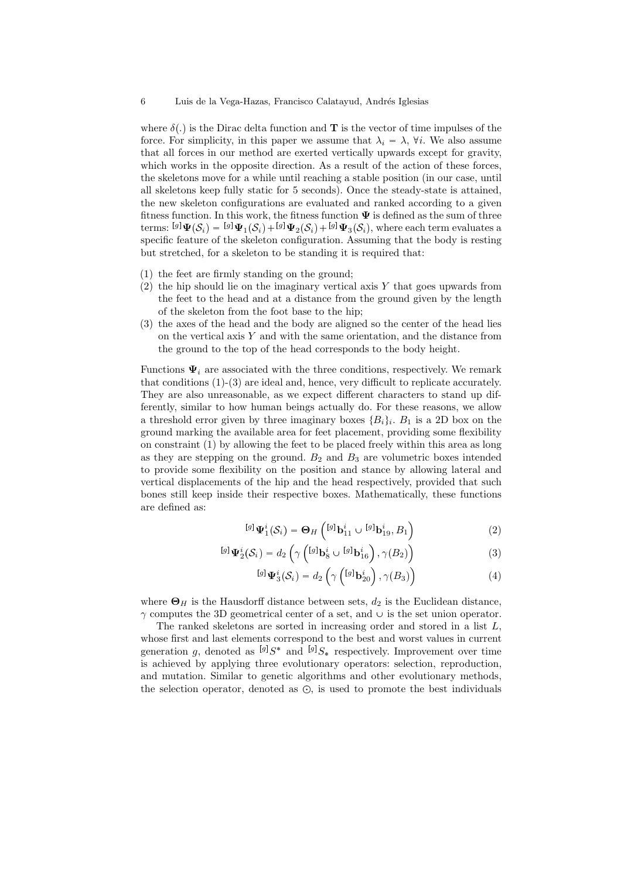where $\delta(.)$ is the Dirac delta function and $\mathbf{T}$ is the vector of time impulses of the force. For simplicity, in this paper we assume that $\lambda_i = \lambda$, $\forall i$. We also assume that all forces in our method are exerted vertically upwards except for gravity, which works in the opposite direction. As a result of the action of these forces, the skeletons move for a while until reaching a stable position (in our case, until all skeletons keep fully static for 5 seconds). Once the steady-state is attained, the new skeleton configurations are evaluated and ranked according to a given fitness function. In this work, the fitness function $\mathbf{\Psi}$ is defined as the sum of three terms: ${}^{[g]}\mathbf{\Psi}(\mathcal{S}_i) = {}^{[g]}\mathbf{\Psi}_1(\mathcal{S}_i) + {}^{[g]}\mathbf{\Psi}_2(\mathcal{S}_i) + {}^{[g]}\mathbf{\Psi}_3(\mathcal{S}_i)$, where each term evaluates a specific feature of the skeleton configuration. Assuming that the body is resting but stretched, for a skeleton to be standing it is required that:

(1) the feet are firmly standing on the ground;
(2) the hip should lie on the imaginary vertical axis $Y$ that goes upwards from the feet to the head and at a distance from the ground given by the length of the skeleton from the foot base to the hip;
(3) the axes of the head and the body are aligned so the center of the head lies on the vertical axis $Y$ and with the same orientation, and the distance from the ground to the top of the head corresponds to the body height.

Functions $\mathbf{\Psi}_i$ are associated with the three conditions, respectively. We remark that conditions (1)-(3) are ideal and, hence, very difficult to replicate accurately. They are also unreasonable, as we expect different characters to stand up differently, similar to how human beings actually do. For these reasons, we allow a threshold error given by three imaginary boxes $\{B_i\}_i$. $B_1$ is a 2D box on the ground marking the available area for feet placement, providing some flexibility on constraint (1) by allowing the feet to be placed freely within this area as long as they are stepping on the ground. $B_2$ and $B_3$ are volumetric boxes intended to provide some flexibility on the position and stance by allowing lateral and vertical displacements of the hip and the head respectively, provided that such bones still keep inside their respective boxes. Mathematically, these functions are defined as:

$$ {}^{[g]}\mathbf{\Psi}_1^i(\mathcal{S}_i) = \mathbf{\Theta}_H\left({}^{[g]}\mathbf{b}_{11}^i \cup {}^{[g]}\mathbf{b}_{19}^i, B_1\right) \tag{2} $$

$$ {}^{[g]}\mathbf{\Psi}_2^i(\mathcal{S}_i) = d_2\left(\gamma\left({}^{[g]}\mathbf{b}_8^i \cup {}^{[g]}\mathbf{b}_{16}^i\right), \gamma(B_2)\right) \tag{3} $$

$$ {}^{[g]}\mathbf{\Psi}_3^i(\mathcal{S}_i) = d_2\left(\gamma\left({}^{[g]}\mathbf{b}_{20}^i\right), \gamma(B_3)\right) \tag{4} $$

where $\mathbf{\Theta}_H$ is the Hausdorff distance between sets, $d_2$ is the Euclidean distance, $\gamma$ computes the 3D geometrical center of a set, and $\cup$ is the set union operator.

The ranked skeletons are sorted in increasing order and stored in a list $L$, whose first and last elements correspond to the best and worst values in current generation $g$, denoted as ${}^{[g]}S^*$ and ${}^{[g]}S_*$ respectively. Improvement over time is achieved by applying three evolutionary operators: selection, reproduction, and mutation. Similar to genetic algorithms and other evolutionary methods, the selection operator, denoted as $\odot$, is used to promote the best individuals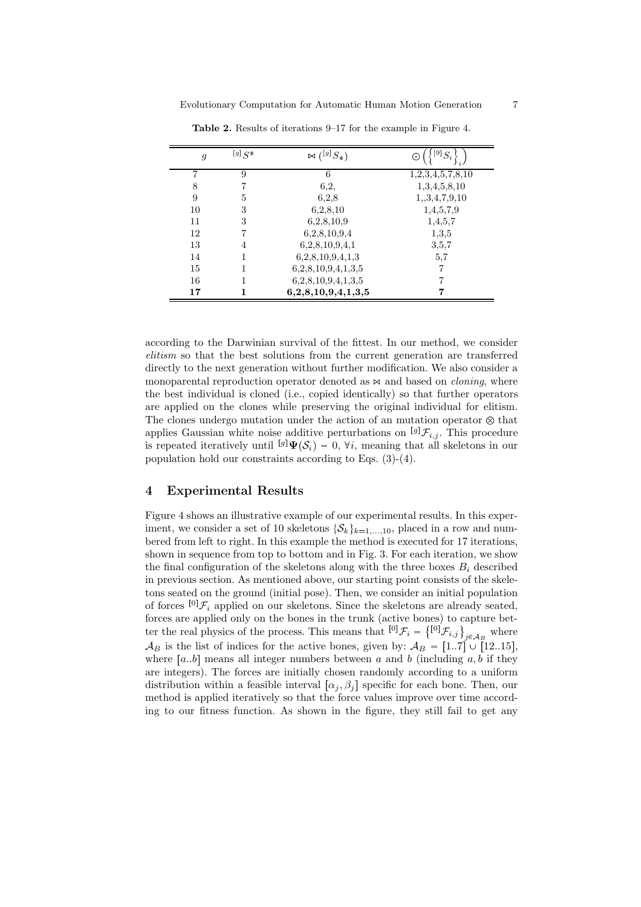**Table 2.** Results of iterations 9–17 for the example in Figure 4.

| $g$ | $^{[g]}S^{*}$ | $\bowtie\left(^{[g]}S_{*}\right)$ | $\odot\left(\left\{^{[9]}S_i\right\}_i\right)$ |
|---|---|---|---|
| 7 | 9 | 6 | 1,2,3,4,5,7,8,10 |
| 8 | 7 | 6,2, | 1,3,4,5,8,10 |
| 9 | 5 | 6,2,8 | 1,,3,4,7,9,10 |
| 10 | 3 | 6,2,8,10 | 1,4,5,7,9 |
| 11 | 3 | 6,2,8,10,9 | 1,4,5,7 |
| 12 | 7 | 6,2,8,10,9,4 | 1,3,5 |
| 13 | 4 | 6,2,8,10,9,4,1 | 3,5,7 |
| 14 | 1 | 6,2,8,10,9,4,1,3 | 5,7 |
| 15 | 1 | 6,2,8,10,9,4,1,3,5 | 7 |
| 16 | 1 | 6,2,8,10,9,4,1,3,5 | 7 |
| **17** | **1** | **6,2,8,10,9,4,1,3,5** | **7** |

according to the Darwinian survival of the fittest. In our method, we consider *elitism* so that the best solutions from the current generation are transferred directly to the next generation without further modification. We also consider a monoparental reproduction operator denoted as $\bowtie$ and based on *cloning*, where the best individual is cloned (i.e., copied identically) so that further operators are applied on the clones while preserving the original individual for elitism. The clones undergo mutation under the action of an mutation operator $\otimes$ that applies Gaussian white noise additive perturbations on $^{[g]}\mathcal{F}_{i,j}$. This procedure is repeated iteratively until $^{[g]}\mathbf{\Psi}(\mathcal{S}_i) = 0$, $\forall i$, meaning that all skeletons in our population hold our constraints according to Eqs. (3)-(4).

## 4 Experimental Results

Figure 4 shows an illustrative example of our experimental results. In this experiment, we consider a set of 10 skeletons $\{\mathcal{S}_k\}_{k=1,\dots,10}$, placed in a row and numbered from left to right. In this example the method is executed for 17 iterations, shown in sequence from top to bottom and in Fig. 3. For each iteration, we show the final configuration of the skeletons along with the three boxes $B_i$ described in previous section. As mentioned above, our starting point consists of the skeletons seated on the ground (initial pose). Then, we consider an initial population of forces $^{[0]}\mathcal{F}_i$ applied on our skeletons. Since the skeletons are already seated, forces are applied only on the bones in the trunk (active bones) to capture better the real physics of the process. This means that $^{[0]}\mathcal{F}_i = \left\{^{[0]}\mathcal{F}_{i,j}\right\}_{j \in \mathcal{A}_B}$ where $\mathcal{A}_B$ is the list of indices for the active bones, given by: $\mathcal{A}_B = [1..7] \cup [12..15]$, where $[a..b]$ means all integer numbers between $a$ and $b$ (including $a, b$ if they are integers). The forces are initially chosen randomly according to a uniform distribution within a feasible interval $[\alpha_j, \beta_j]$ specific for each bone. Then, our method is applied iteratively so that the force values improve over time according to our fitness function. As shown in the figure, they still fail to get any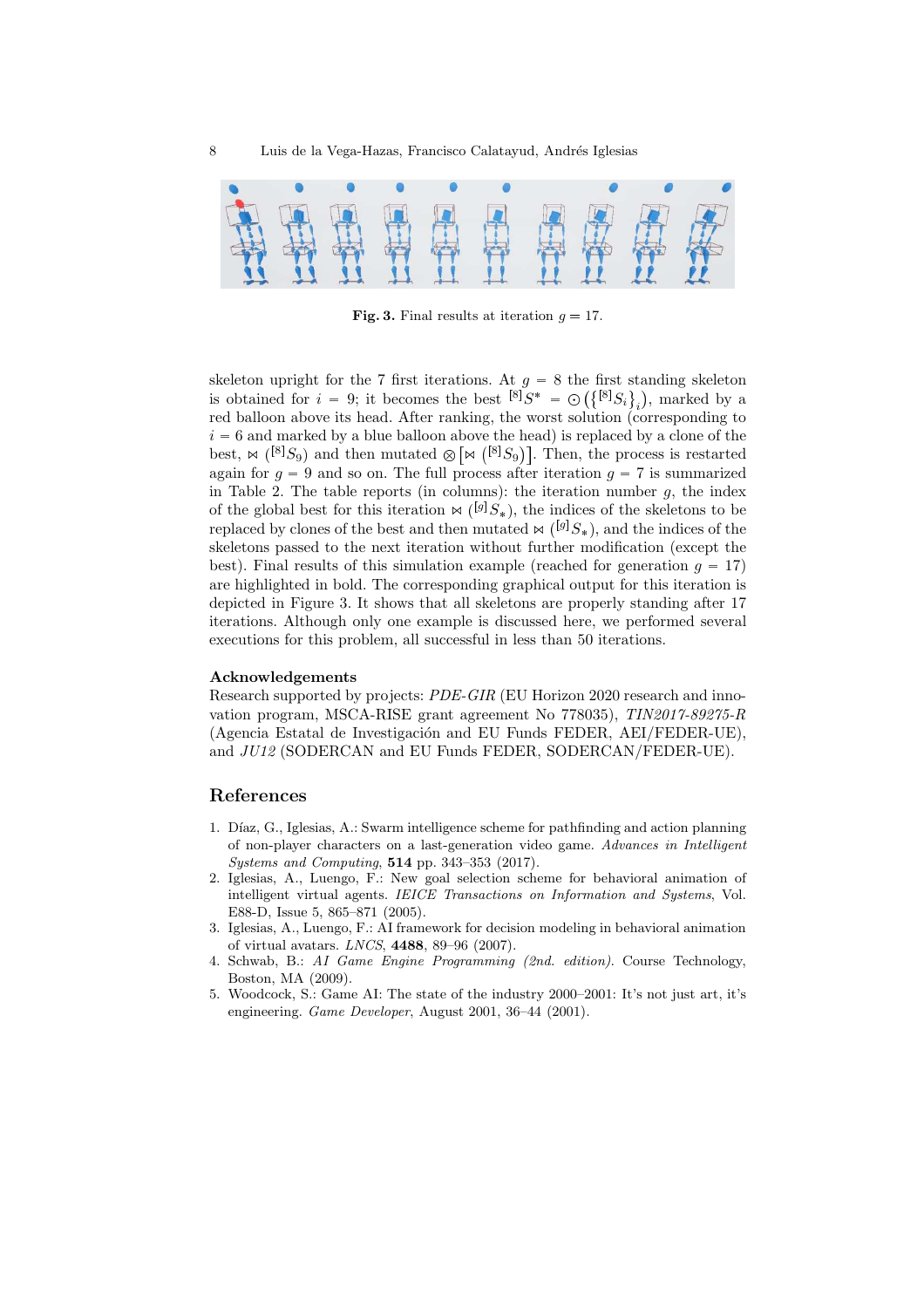**Fig. 3.** Final results at iteration $g = 17$.

skeleton upright for the 7 first iterations. At $g = 8$ the first standing skeleton is obtained for $i = 9$; it becomes the best ${}^{[8]}S^* = \odot\left(\left\{{}^{[8]}S_i\right\}_i\right)$, marked by a red balloon above its head. After ranking, the worst solution (corresponding to $i = 6$ and marked by a blue balloon above the head) is replaced by a clone of the best, $\bowtie\left({}^{[8]}S_9\right)$ and then mutated $\otimes\left[\bowtie\left({}^{[8]}S_9\right)\right]$. Then, the process is restarted again for $g = 9$ and so on. The full process after iteration $g = 7$ is summarized in Table 2. The table reports (in columns): the iteration number $g$, the index of the global best for this iteration $\bowtie\left({}^{[g]}S_*\right)$, the indices of the skeletons to be replaced by clones of the best and then mutated $\bowtie\left({}^{[g]}S_*\right)$, and the indices of the skeletons passed to the next iteration without further modification (except the best). Final results of this simulation example (reached for generation $g = 17$) are highlighted in bold. The corresponding graphical output for this iteration is depicted in Figure 3. It shows that all skeletons are properly standing after 17 iterations. Although only one example is discussed here, we performed several executions for this problem, all successful in less than 50 iterations.

**Acknowledgements**

Research supported by projects: *PDE-GIR* (EU Horizon 2020 research and innovation program, MSCA-RISE grant agreement No 778035), *TIN2017-89275-R* (Agencia Estatal de Investigación and EU Funds FEDER, AEI/FEDER-UE), and *JU12* (SODERCAN and EU Funds FEDER, SODERCAN/FEDER-UE).

## References

1. Díaz, G., Iglesias, A.: Swarm intelligence scheme for pathfinding and action planning of non-player characters on a last-generation video game. *Advances in Intelligent Systems and Computing*, **514** pp. 343–353 (2017).
2. Iglesias, A., Luengo, F.: New goal selection scheme for behavioral animation of intelligent virtual agents. *IEICE Transactions on Information and Systems*, Vol. E88-D, Issue 5, 865–871 (2005).
3. Iglesias, A., Luengo, F.: AI framework for decision modeling in behavioral animation of virtual avatars. *LNCS*, **4488**, 89–96 (2007).
4. Schwab, B.: *AI Game Engine Programming (2nd. edition)*. Course Technology, Boston, MA (2009).
5. Woodcock, S.: Game AI: The state of the industry 2000–2001: It's not just art, it's engineering. *Game Developer*, August 2001, 36–44 (2001).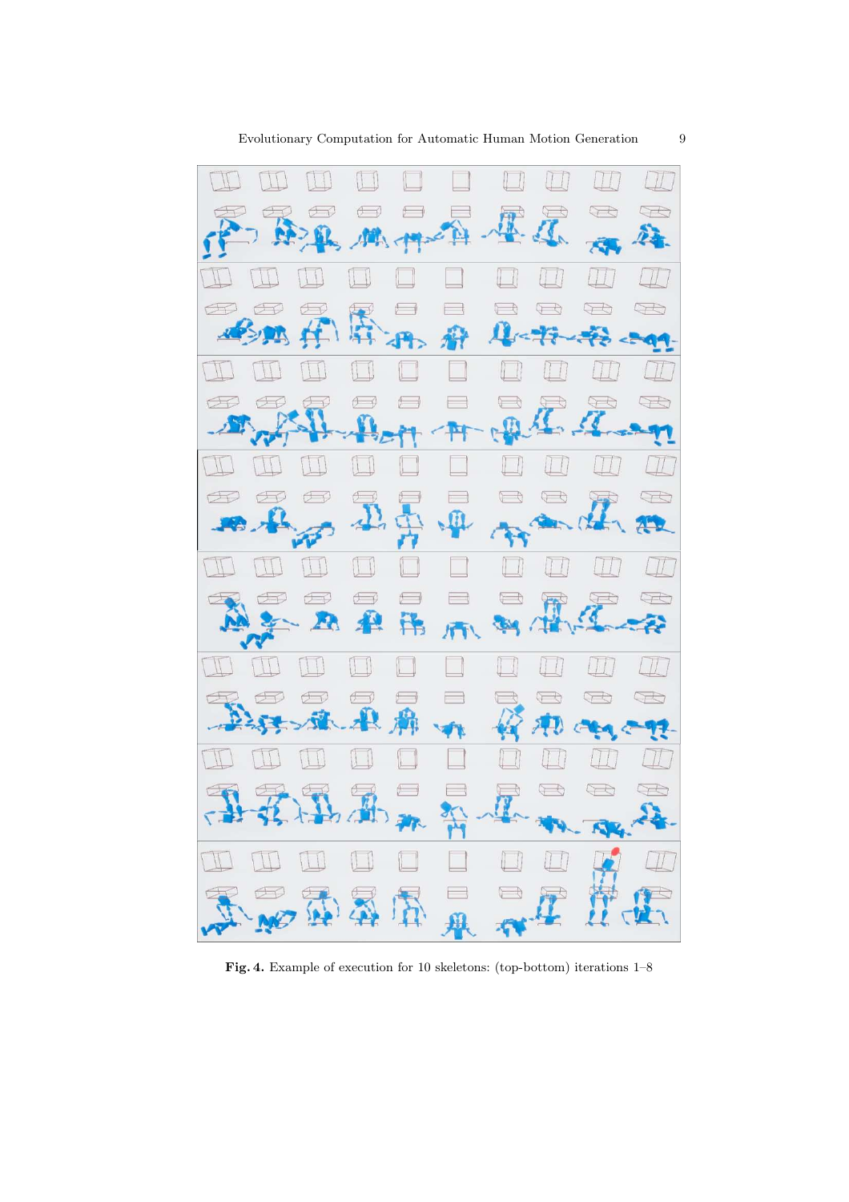**Fig. 4.** Example of execution for 10 skeletons: (top-bottom) iterations 1–8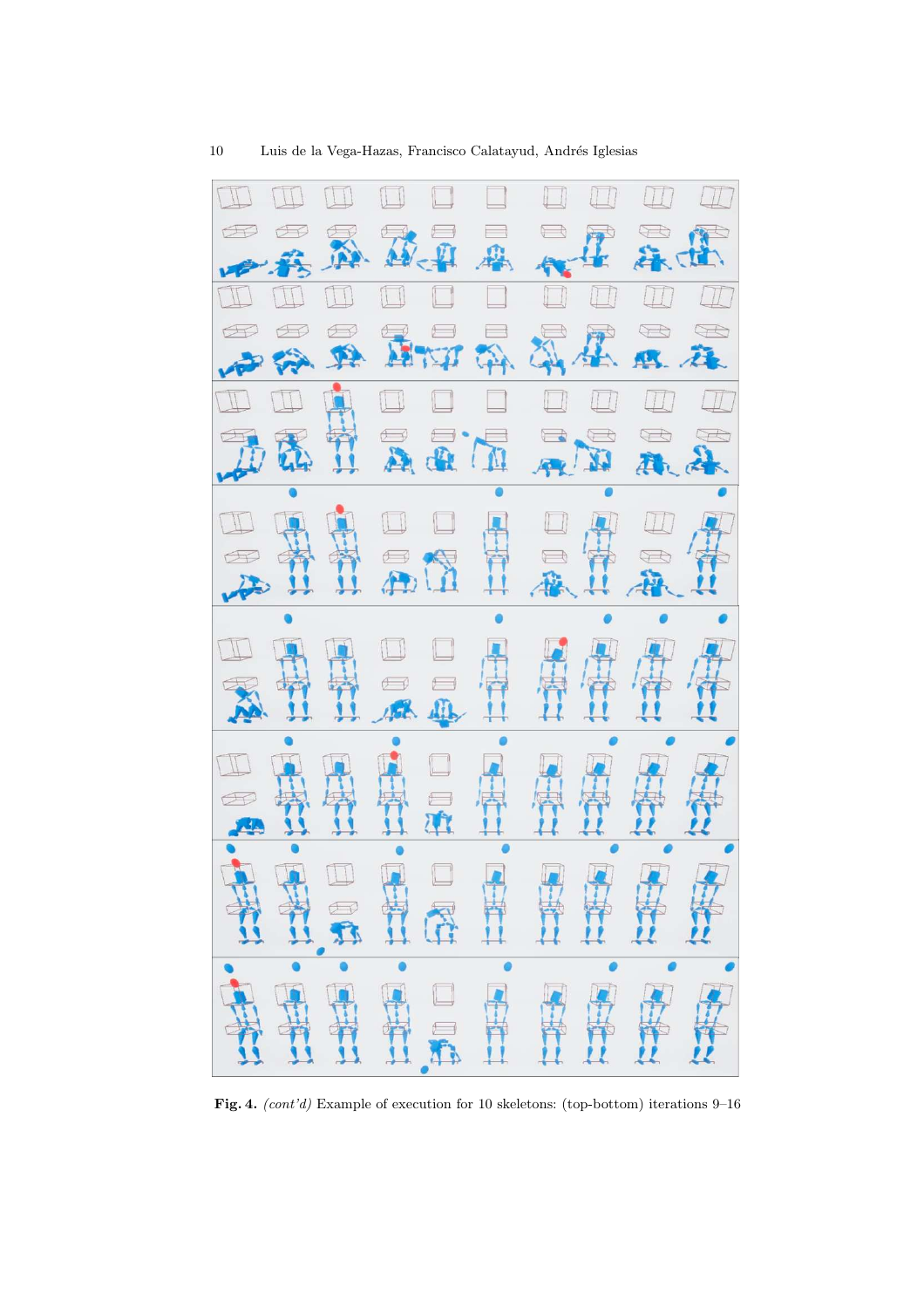**Fig. 4.** *(cont'd)* Example of execution for 10 skeletons: (top-bottom) iterations 9–16